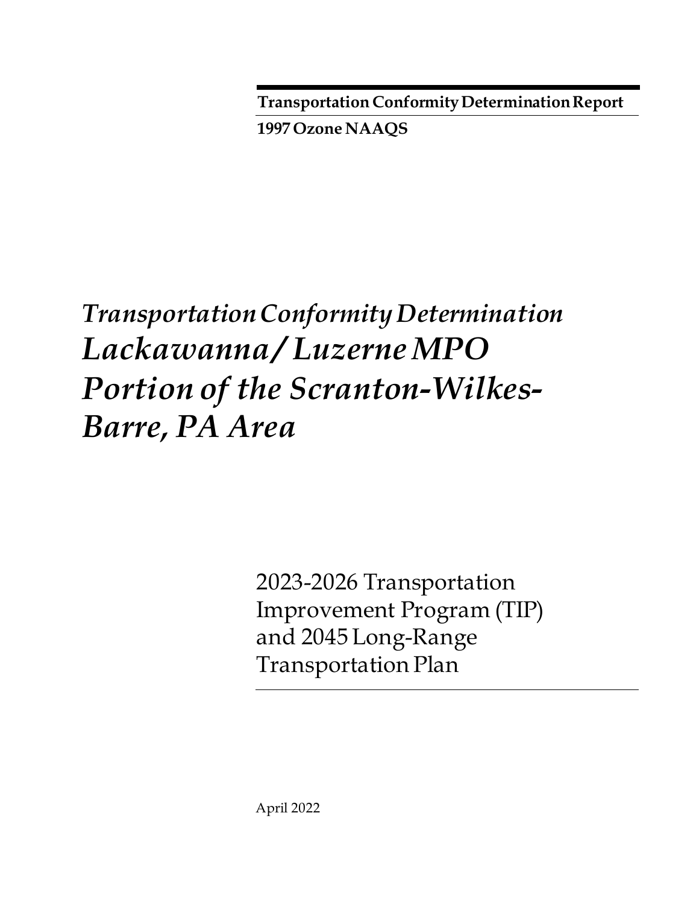**Transportation Conformity Determination Report**

**1997 Ozone NAAQS**

# *Transportation Conformity Determination Lackawanna/Luzerne MPO Portion of the Scranton-Wilkes-Barre, PA Area*

2023-2026 Transportation Improvement Program (TIP) and 2045 Long-Range Transportation Plan

April 2022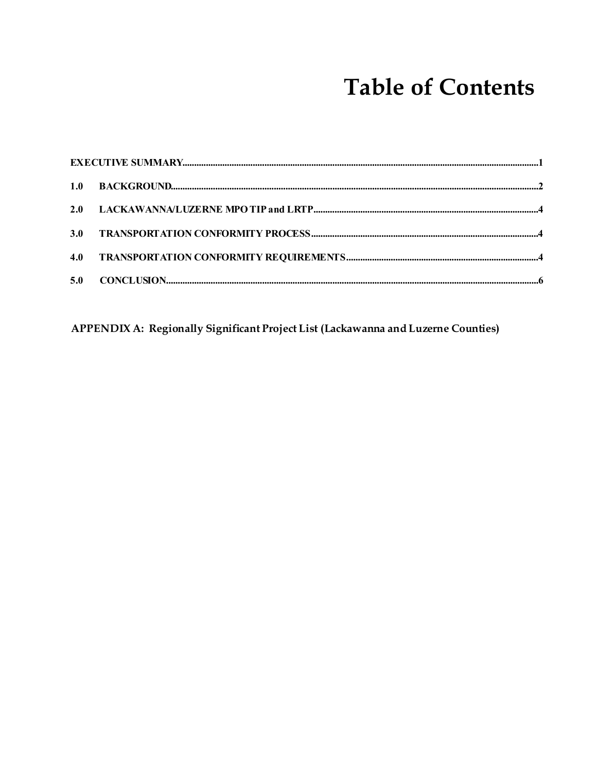# Table of Contents

EXECUTIVE SUMMARY....................................................................................1

1.0 BACKGROUND....................................................................................2

2.0 LACKAWANNA/LUZERNE MPO TIP and LRTP....................................................................................4

3.0 TRANSPORTATION CONFORMITY PROCESS....................................................................................4

4.0 TRANSPORTATION CONFORMITY REQUIREMENTS....................................................................................4

5.0 CONCLUSION....................................................................................6

**APPENDIX A: Regionally Significant Project List (Lackawanna and Luzerne Counties)**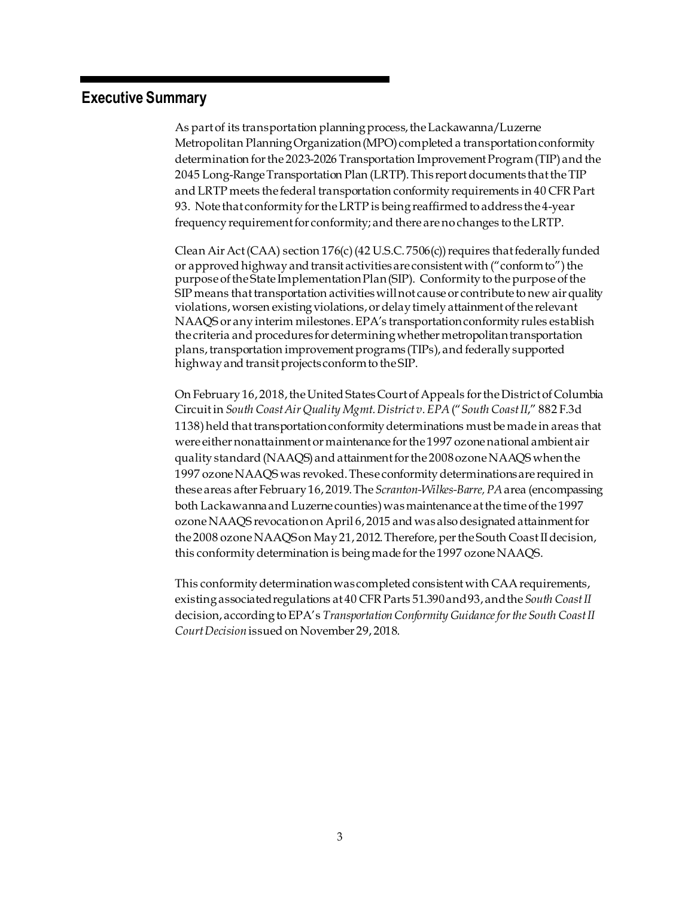## Executive Summary

As part of its transportation planning process, the Lackawanna/Luzerne Metropolitan Planning Organization (MPO) completed a transportation conformity determination for the 2023-2026 Transportation Improvement Program (TIP) and the 2045 Long-Range Transportation Plan (LRTP). This report documents that the TIP and LRTP meets the federal transportation conformity requirements in 40 CFR Part 93. Note that conformity for the LRTP is being reaffirmed to address the 4-year frequency requirement for conformity; and there are no changes to the LRTP.

Clean Air Act (CAA) section 176(c) (42 U.S.C. 7506(c)) requires that federally funded or approved highway and transit activities are consistent with ("conform to") the purpose of the State Implementation Plan (SIP). Conformity to the purpose of the SIP means that transportation activities will not cause or contribute to new air quality violations, worsen existing violations, or delay timely attainment of the relevant NAAQS or any interim milestones. EPA's transportation conformity rules establish the criteria and procedures for determining whether metropolitan transportation plans, transportation improvement programs (TIPs), and federally supported highway and transit projects conform to the SIP.

On February 16, 2018, the United States Court of Appeals for the District of Columbia Circuit in *South Coast Air Quality Mgmt. District v. EPA* ("*South Coast II*," 882 F.3d 1138) held that transportation conformity determinations must be made in areas that were either nonattainment or maintenance for the 1997 ozone national ambient air quality standard (NAAQS) and attainment for the 2008 ozone NAAQS when the 1997 ozone NAAQS was revoked. These conformity determinations are required in these areas after February 16, 2019. The *Scranton-Wilkes-Barre, PA* area (encompassing both Lackawanna and Luzerne counties) was maintenance at the time of the 1997 ozone NAAQS revocation on April 6, 2015 and was also designated attainment for the 2008 ozone NAAQS on May 21, 2012. Therefore, per the South Coast II decision, this conformity determination is being made for the 1997 ozone NAAQS.

This conformity determination was completed consistent with CAA requirements, existing associated regulations at 40 CFR Parts 51.390 and 93, and the *South Coast II* decision, according to EPA's *Transportation Conformity Guidance for the South Coast II Court Decision* issued on November 29, 2018.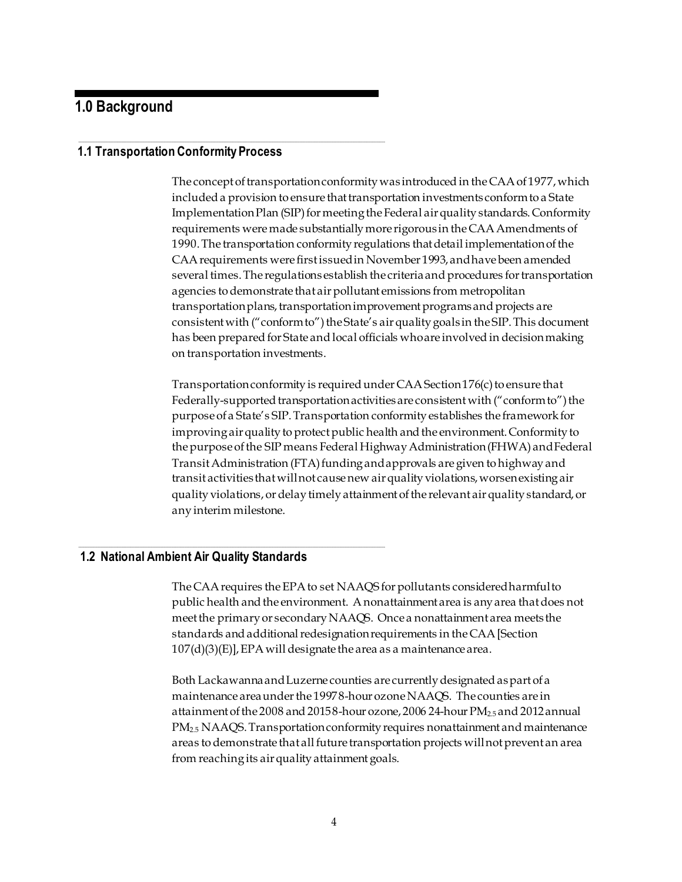# 1.0 Background

## 1.1 Transportation Conformity Process

The concept of transportation conformity was introduced in the CAA of 1977, which included a provision to ensure that transportation investments conform to a State Implementation Plan (SIP) for meeting the Federal air quality standards. Conformity requirements were made substantially more rigorous in the CAA Amendments of 1990. The transportation conformity regulations that detail implementation of the CAA requirements were first issued in November 1993, and have been amended several times. The regulations establish the criteria and procedures for transportation agencies to demonstrate that air pollutant emissions from metropolitan transportation plans, transportation improvement programs and projects are consistent with ("conform to") the State's air quality goals in the SIP. This document has been prepared for State and local officials who are involved in decision making on transportation investments.

Transportation conformity is required under CAA Section 176(c) to ensure that Federally-supported transportation activities are consistent with ("conform to") the purpose of a State's SIP. Transportation conformity establishes the framework for improving air quality to protect public health and the environment. Conformity to the purpose of the SIP means Federal Highway Administration (FHWA) and Federal Transit Administration (FTA) funding and approvals are given to highway and transit activities that will not cause new air quality violations, worsen existing air quality violations, or delay timely attainment of the relevant air quality standard, or any interim milestone.

## 1.2 National Ambient Air Quality Standards

The CAA requires the EPA to set NAAQS for pollutants considered harmful to public health and the environment. A nonattainment area is any area that does not meet the primary or secondary NAAQS. Once a nonattainment area meets the standards and additional redesignation requirements in the CAA [Section 107(d)(3)(E)], EPA will designate the area as a maintenance area.

Both Lackawanna and Luzerne counties are currently designated as part of a maintenance area under the 1997 8-hour ozone NAAQS. The counties are in attainment of the 2008 and 2015 8-hour ozone, 2006 24-hour $PM_{2.5}$ and 2012 annual $PM_{2.5}$ NAAQS. Transportation conformity requires nonattainment and maintenance areas to demonstrate that all future transportation projects will not prevent an area from reaching its air quality attainment goals.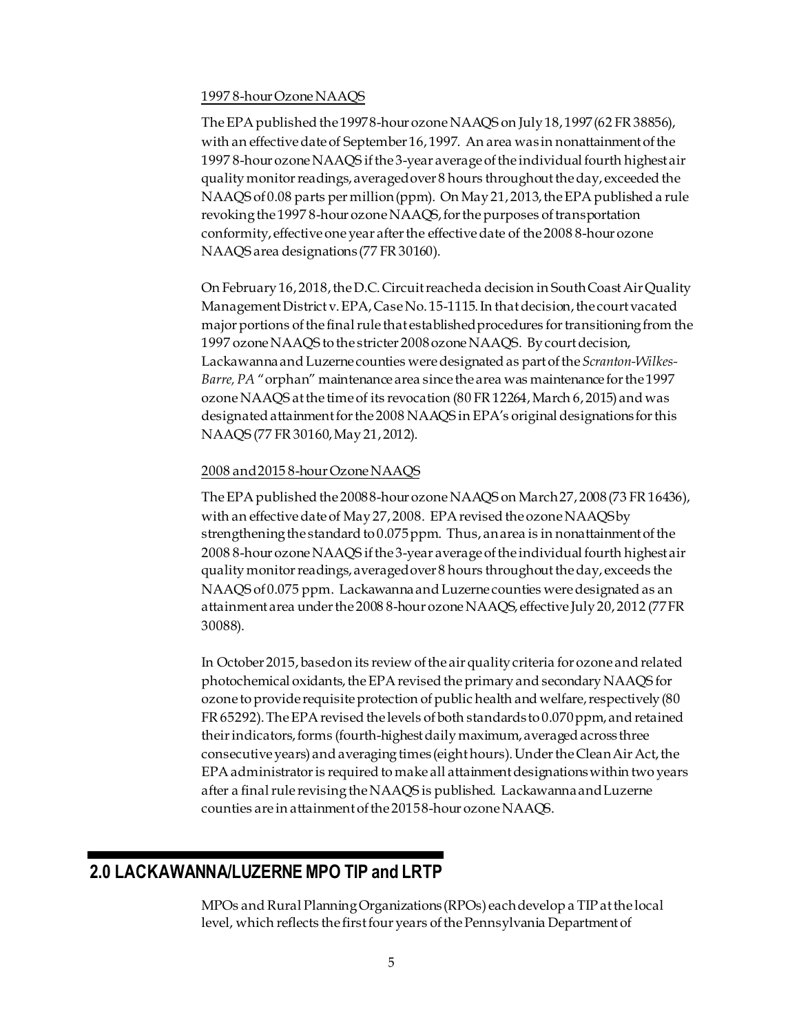1997 8-hour Ozone NAAQS

The EPA published the 1997 8-hour ozone NAAQS on July 18, 1997 (62 FR 38856), with an effective date of September 16, 1997. An area was in nonattainment of the 1997 8-hour ozone NAAQS if the 3-year average of the individual fourth highest air quality monitor readings, averaged over 8 hours throughout the day, exceeded the NAAQS of 0.08 parts per million (ppm). On May 21, 2013, the EPA published a rule revoking the 1997 8-hour ozone NAAQS, for the purposes of transportation conformity, effective one year after the effective date of the 2008 8-hour ozone NAAQS area designations (77 FR 30160).

On February 16, 2018, the D.C. Circuit reached a decision in South Coast Air Quality Management District v. EPA, Case No. 15-1115. In that decision, the court vacated major portions of the final rule that established procedures for transitioning from the 1997 ozone NAAQS to the stricter 2008 ozone NAAQS. By court decision, Lackawanna and Luzerne counties were designated as part of the *Scranton-Wilkes-Barre, PA* "orphan" maintenance area since the area was maintenance for the 1997 ozone NAAQS at the time of its revocation (80 FR 12264, March 6, 2015) and was designated attainment for the 2008 NAAQS in EPA's original designations for this NAAQS (77 FR 30160, May 21, 2012).

2008 and 2015 8-hour Ozone NAAQS

The EPA published the 2008 8-hour ozone NAAQS on March 27, 2008 (73 FR 16436), with an effective date of May 27, 2008. EPA revised the ozone NAAQS by strengthening the standard to 0.075 ppm. Thus, an area is in nonattainment of the 2008 8-hour ozone NAAQS if the 3-year average of the individual fourth highest air quality monitor readings, averaged over 8 hours throughout the day, exceeds the NAAQS of 0.075 ppm. Lackawanna and Luzerne counties were designated as an attainment area under the 2008 8-hour ozone NAAQS, effective July 20, 2012 (77 FR 30088).

In October 2015, based on its review of the air quality criteria for ozone and related photochemical oxidants, the EPA revised the primary and secondary NAAQS for ozone to provide requisite protection of public health and welfare, respectively (80 FR 65292). The EPA revised the levels of both standards to 0.070 ppm, and retained their indicators, forms (fourth-highest daily maximum, averaged across three consecutive years) and averaging times (eight hours). Under the Clean Air Act, the EPA administrator is required to make all attainment designations within two years after a final rule revising the NAAQS is published. Lackawanna and Luzerne counties are in attainment of the 2015 8-hour ozone NAAQS.

## 2.0 LACKAWANNA/LUZERNE MPO TIP and LRTP

MPOs and Rural Planning Organizations (RPOs) each develop a TIP at the local level, which reflects the first four years of the Pennsylvania Department of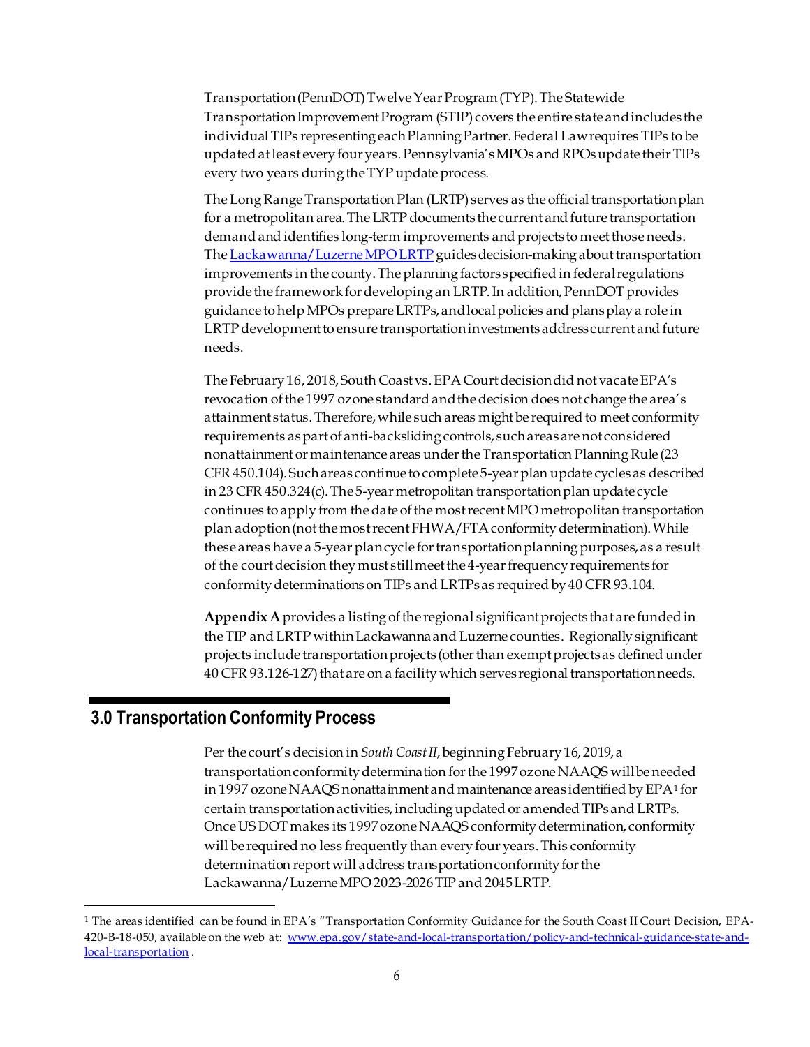Transportation (PennDOT) Twelve Year Program (TYP). The Statewide Transportation Improvement Program (STIP) covers the entire state and includes the individual TIPs representing each Planning Partner. Federal Law requires TIPs to be updated at least every four years. Pennsylvania's MPOs and RPOs update their TIPs every two years during the TYP update process.

The Long Range Transportation Plan (LRTP) serves as the official transportation plan for a metropolitan area. The LRTP documents the current and future transportation demand and identifies long-term improvements and projects to meet those needs. The Lackawanna/Luzerne MPO LRTP guides decision-making about transportation improvements in the county. The planning factors specified in federal regulations provide the framework for developing an LRTP. In addition, PennDOT provides guidance to help MPOs prepare LRTPs, and local policies and plans play a role in LRTP development to ensure transportation investments address current and future needs.

The February 16, 2018, South Coast vs. EPA Court decision did not vacate EPA's revocation of the 1997 ozone standard and the decision does not change the area's attainment status. Therefore, while such areas might be required to meet conformity requirements as part of anti-backsliding controls, such areas are not considered nonattainment or maintenance areas under the Transportation Planning Rule (23 CFR 450.104). Such areas continue to complete 5-year plan update cycles as described in 23 CFR 450.324(c). The 5-year metropolitan transportation plan update cycle continues to apply from the date of the most recent MPO metropolitan transportation plan adoption (not the most recent FHWA/FTA conformity determination). While these areas have a 5-year plan cycle for transportation planning purposes, as a result of the court decision they must still meet the 4-year frequency requirements for conformity determinations on TIPs and LRTPs as required by 40 CFR 93.104.

**Appendix A** provides a listing of the regional significant projects that are funded in the TIP and LRTP within Lackawanna and Luzerne counties. Regionally significant projects include transportation projects (other than exempt projects as defined under 40 CFR 93.126-127) that are on a facility which serves regional transportation needs.

## 3.0 Transportation Conformity Process

Per the court's decision in *South Coast II*, beginning February 16, 2019, a transportation conformity determination for the 1997 ozone NAAQS will be needed in 1997 ozone NAAQS nonattainment and maintenance areas identified by EPA[1] for certain transportation activities, including updated or amended TIPs and LRTPs. Once US DOT makes its 1997 ozone NAAQS conformity determination, conformity will be required no less frequently than every four years. This conformity determination report will address transportation conformity for the Lackawanna/Luzerne MPO 2023-2026 TIP and 2045 LRTP.

[1] The areas identified can be found in EPA's "Transportation Conformity Guidance for the South Coast II Court Decision, EPA-420-B-18-050, available on the web at: www.epa.gov/state-and-local-transportation/policy-and-technical-guidance-state-and-local-transportation .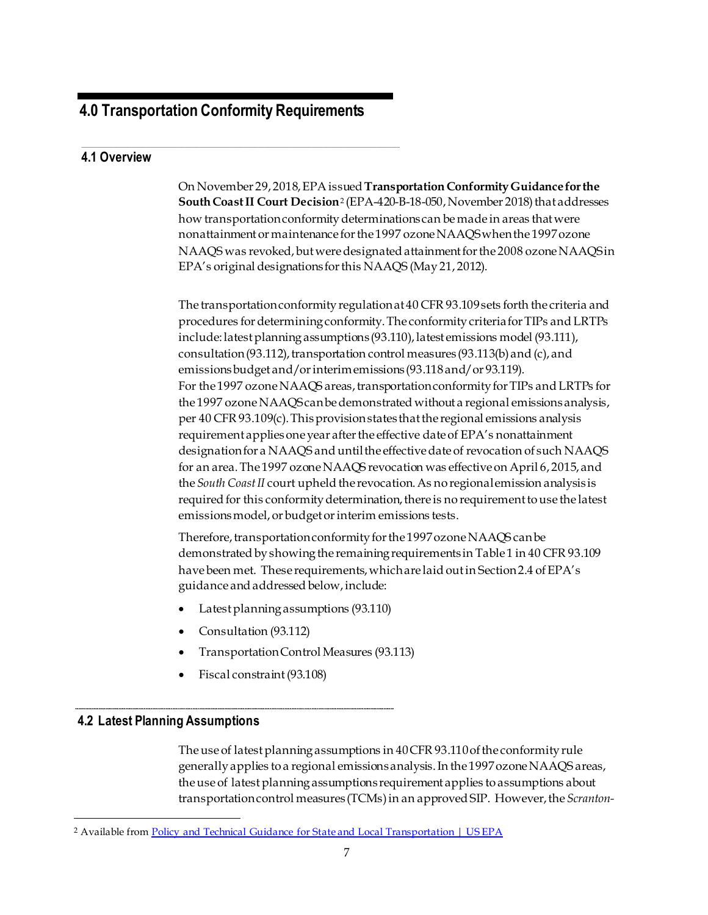# 4.0 Transportation Conformity Requirements

## 4.1 Overview

On November 29, 2018, EPA issued **Transportation Conformity Guidance for the South Coast II Court Decision**[2] (EPA-420-B-18-050, November 2018) that addresses how transportation conformity determinations can be made in areas that were nonattainment or maintenance for the 1997 ozone NAAQS when the 1997 ozone NAAQS was revoked, but were designated attainment for the 2008 ozone NAAQS in EPA's original designations for this NAAQS (May 21, 2012).

The transportation conformity regulation at 40 CFR 93.109 sets forth the criteria and procedures for determining conformity. The conformity criteria for TIPs and LRTPs include: latest planning assumptions (93.110), latest emissions model (93.111), consultation (93.112), transportation control measures (93.113(b) and (c), and emissions budget and/or interim emissions (93.118 and/or 93.119). For the 1997 ozone NAAQS areas, transportation conformity for TIPs and LRTPs for the 1997 ozone NAAQS can be demonstrated without a regional emissions analysis, per 40 CFR 93.109(c). This provision states that the regional emissions analysis requirement applies one year after the effective date of EPA's nonattainment designation for a NAAQS and until the effective date of revocation of such NAAQS for an area. The 1997 ozone NAAQS revocation was effective on April 6, 2015, and the *South Coast II* court upheld the revocation. As no regional emission analysis is required for this conformity determination, there is no requirement to use the latest emissions model, or budget or interim emissions tests.

Therefore, transportation conformity for the 1997 ozone NAAQS can be demonstrated by showing the remaining requirements in Table 1 in 40 CFR 93.109 have been met. These requirements, which are laid out in Section 2.4 of EPA's guidance and addressed below, include:

- Latest planning assumptions (93.110)
- Consultation (93.112)
- Transportation Control Measures (93.113)
- Fiscal constraint (93.108)

## 4.2 Latest Planning Assumptions

The use of latest planning assumptions in 40 CFR 93.110 of the conformity rule generally applies to a regional emissions analysis. In the 1997 ozone NAAQS areas, the use of latest planning assumptions requirement applies to assumptions about transportation control measures (TCMs) in an approved SIP. However, the *Scranton-*

[2] Available from Policy and Technical Guidance for State and Local Transportation | US EPA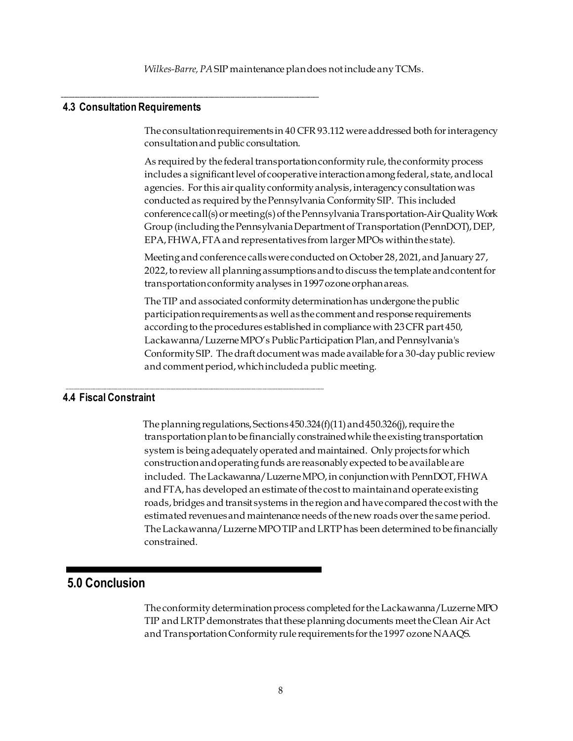*Wilkes-Barre, PA* SIP maintenance plan does not include any TCMs.

### 4.3 Consultation Requirements

The consultation requirements in 40 CFR 93.112 were addressed both for interagency consultation and public consultation.

As required by the federal transportation conformity rule, the conformity process includes a significant level of cooperative interaction among federal, state, and local agencies. For this air quality conformity analysis, interagency consultation was conducted as required by the Pennsylvania Conformity SIP. This included conference call(s) or meeting(s) of the Pennsylvania Transportation-Air Quality Work Group (including the Pennsylvania Department of Transportation (PennDOT), DEP, EPA, FHWA, FTA and representatives from larger MPOs within the state).

Meeting and conference calls were conducted on October 28, 2021, and January 27, 2022, to review all planning assumptions and to discuss the template and content for transportation conformity analyses in 1997 ozone orphan areas.

The TIP and associated conformity determination has undergone the public participation requirements as well as the comment and response requirements according to the procedures established in compliance with 23 CFR part 450, Lackawanna/Luzerne MPO's Public Participation Plan, and Pennsylvania's Conformity SIP. The draft document was made available for a 30-day public review and comment period, which included a public meeting.

### 4.4 Fiscal Constraint

The planning regulations, Sections 450.324(f)(11) and 450.326(j), require the transportation plan to be financially constrained while the existing transportation system is being adequately operated and maintained. Only projects for which construction and operating funds are reasonably expected to be available are included. The Lackawanna/Luzerne MPO, in conjunction with PennDOT, FHWA and FTA, has developed an estimate of the cost to maintain and operate existing roads, bridges and transit systems in the region and have compared the cost with the estimated revenues and maintenance needs of the new roads over the same period. The Lackawanna/Luzerne MPO TIP and LRTP has been determined to be financially constrained.

## 5.0 Conclusion

The conformity determination process completed for the Lackawanna/Luzerne MPO TIP and LRTP demonstrates that these planning documents meet the Clean Air Act and Transportation Conformity rule requirements for the 1997 ozone NAAQS.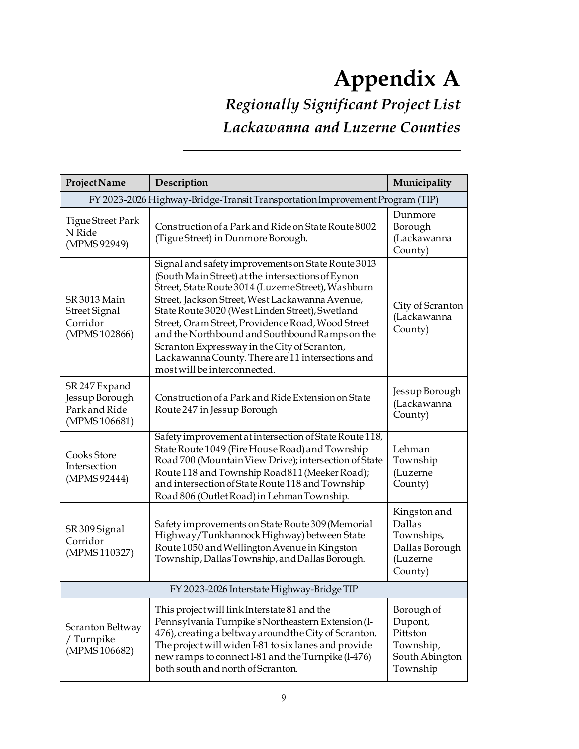# Appendix A

## *Regionally Significant Project List*
## *Lackawanna and Luzerne Counties*

| Project Name | Description | Municipality |
|---|---|---|
| FY 2023-2026 Highway-Bridge-Transit Transportation Improvement Program (TIP) | | |
| Tigue Street Park N Ride (MPMS 92949) | Construction of a Park and Ride on State Route 8002 (Tigue Street) in Dunmore Borough. | Dunmore Borough (Lackawanna County) |
| SR 3013 Main Street Signal Corridor (MPMS 102866) | Signal and safety improvements on State Route 3013 (South Main Street) at the intersections of Eynon Street, State Route 3014 (Luzerne Street), Washburn Street, Jackson Street, West Lackawanna Avenue, State Route 3020 (West Linden Street), Swetland Street, Oram Street, Providence Road, Wood Street and the Northbound and Southbound Ramps on the Scranton Expressway in the City of Scranton, Lackawanna County. There are 11 intersections and most will be interconnected. | City of Scranton (Lackawanna County) |
| SR 247 Expand Jessup Borough Park and Ride (MPMS 106681) | Construction of a Park and Ride Extension on State Route 247 in Jessup Borough | Jessup Borough (Lackawanna County) |
| Cooks Store Intersection (MPMS 92444) | Safety improvement at intersection of State Route 118, State Route 1049 (Fire House Road) and Township Road 700 (Mountain View Drive); intersection of State Route 118 and Township Road 811 (Meeker Road); and intersection of State Route 118 and Township Road 806 (Outlet Road) in Lehman Township. | Lehman Township (Luzerne County) |
| SR 309 Signal Corridor (MPMS 110327) | Safety improvements on State Route 309 (Memorial Highway/Tunkhannock Highway) between State Route 1050 and Wellington Avenue in Kingston Township, Dallas Township, and Dallas Borough. | Kingston and Dallas Townships, Dallas Borough (Luzerne County) |
| FY 2023-2026 Interstate Highway-Bridge TIP | | |
| Scranton Beltway / Turnpike (MPMS 106682) | This project will link Interstate 81 and the Pennsylvania Turnpike's Northeastern Extension (I-476), creating a beltway around the City of Scranton. The project will widen I-81 to six lanes and provide new ramps to connect I-81 and the Turnpike (I-476) both south and north of Scranton. | Borough of Dupont, Pittston Township, South Abington Township |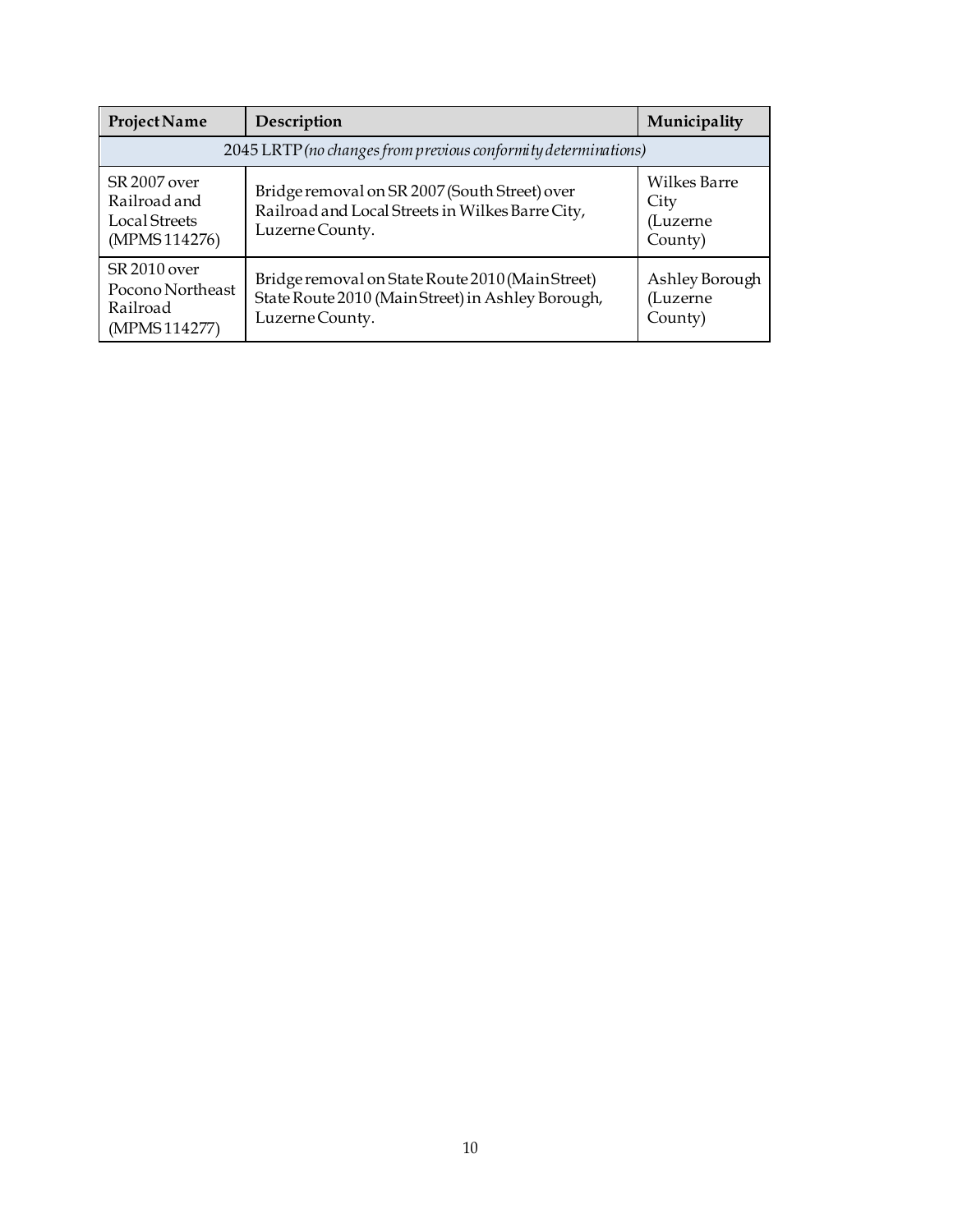| Project Name | Description | Municipality |
|---|---|---|
| 2045 LRTP *(no changes from previous conformity determinations)* | | |
| SR 2007 over Railroad and Local Streets (MPMS 114276) | Bridge removal on SR 2007 (South Street) over Railroad and Local Streets in Wilkes Barre City, Luzerne County. | Wilkes Barre City (Luzerne County) |
| SR 2010 over Pocono Northeast Railroad (MPMS 114277) | Bridge removal on State Route 2010 (Main Street) State Route 2010 (Main Street) in Ashley Borough, Luzerne County. | Ashley Borough (Luzerne County) |